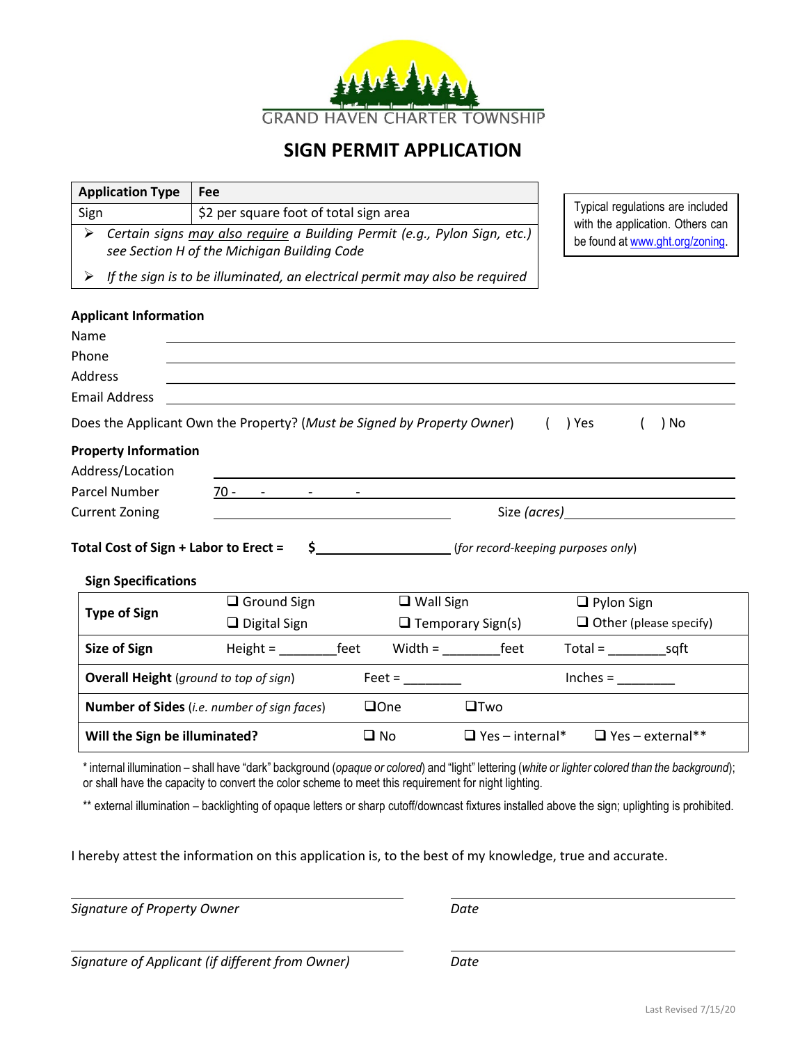GRAND HAVEN CHARTER TOWNSHIP

# SIGN PERMIT APPLICATION

| Application Type | Fee |
|---|---|
| Sign | $2 per square foot of total sign area |

- *Certain signs may also require a Building Permit (e.g., Pylon Sign, etc.) see Section H of the Michigan Building Code*
- *If the sign is to be illuminated, an electrical permit may also be required*

Typical regulations are included with the application. Others can be found at www.ght.org/zoning.

**Applicant Information**

Name ______________________________

Phone ______________________________

Address ______________________________

Email Address ______________________________

Does the Applicant Own the Property? (*Must be Signed by Property Owner*) ( ) Yes ( ) No

**Property Information**

Address/Location ______________________________

Parcel Number 70 - ___ - ___ - ___ - ___

Current Zoning ______________________________ Size *(acres)* ______________

**Total Cost of Sign + Labor to Erect = $** ______________ (*for record-keeping purposes only*)

**Sign Specifications**

| | | | |
|---|---|---|---|
| **Type of Sign** | ❑ Ground Sign<br>❑ Digital Sign | ❑ Wall Sign<br>❑ Temporary Sign(s) | ❑ Pylon Sign<br>❑ Other (please specify) |
| **Size of Sign** | Height = ________feet | Width = ________feet | Total = ________sqft |
| **Overall Height** (*ground to top of sign*) | Feet = ________ | | Inches = ________ |
| **Number of Sides** (*i.e. number of sign faces*) | ❑One | ❑Two | |
| **Will the Sign be illuminated?** | ❑ No | ❑ Yes – internal* | ❑ Yes – external** |

\* internal illumination – shall have "dark" background (*opaque or colored*) and "light" lettering (*white or lighter colored than the background*); or shall have the capacity to convert the color scheme to meet this requirement for night lighting.

\*\* external illumination – backlighting of opaque letters or sharp cutoff/downcast fixtures installed above the sign; uplighting is prohibited.

I hereby attest the information on this application is, to the best of my knowledge, true and accurate.

______________________________ ______________________________
*Signature of Property Owner* *Date*

______________________________ ______________________________
*Signature of Applicant (if different from Owner)* *Date*

Last Revised 7/15/20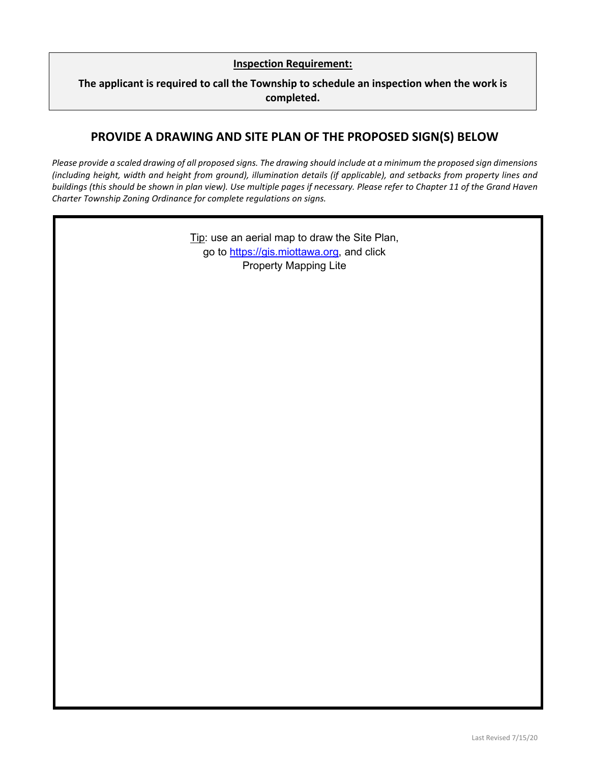**Inspection Requirement:**

**The applicant is required to call the Township to schedule an inspection when the work is completed.**

## PROVIDE A DRAWING AND SITE PLAN OF THE PROPOSED SIGN(S) BELOW

*Please provide a scaled drawing of all proposed signs. The drawing should include at a minimum the proposed sign dimensions (including height, width and height from ground), illumination details (if applicable), and setbacks from property lines and buildings (this should be shown in plan view). Use multiple pages if necessary. Please refer to Chapter 11 of the Grand Haven Charter Township Zoning Ordinance for complete regulations on signs.*

Tip: use an aerial map to draw the Site Plan, go to https://gis.miottawa.org, and click Property Mapping Lite

Last Revised 7/15/20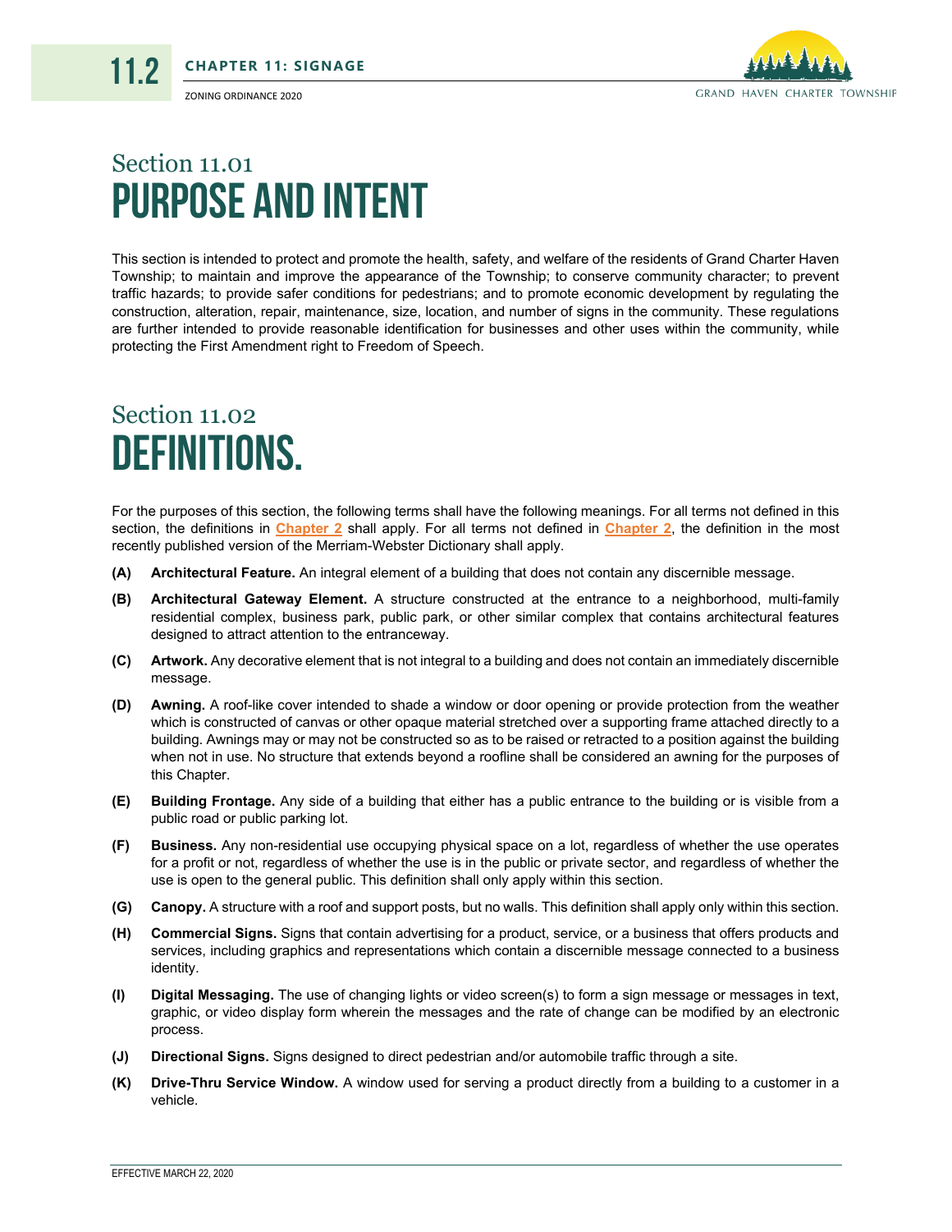# Section 11.01
# PURPOSE AND INTENT

This section is intended to protect and promote the health, safety, and welfare of the residents of Grand Charter Haven Township; to maintain and improve the appearance of the Township; to conserve community character; to prevent traffic hazards; to provide safer conditions for pedestrians; and to promote economic development by regulating the construction, alteration, repair, maintenance, size, location, and number of signs in the community. These regulations are further intended to provide reasonable identification for businesses and other uses within the community, while protecting the First Amendment right to Freedom of Speech.

# Section 11.02
# DEFINITIONS.

For the purposes of this section, the following terms shall have the following meanings. For all terms not defined in this section, the definitions in **Chapter 2** shall apply. For all terms not defined in **Chapter 2**, the definition in the most recently published version of the Merriam-Webster Dictionary shall apply.

**(A)** **Architectural Feature.** An integral element of a building that does not contain any discernible message.

**(B)** **Architectural Gateway Element.** A structure constructed at the entrance to a neighborhood, multi-family residential complex, business park, public park, or other similar complex that contains architectural features designed to attract attention to the entranceway.

**(C)** **Artwork.** Any decorative element that is not integral to a building and does not contain an immediately discernible message.

**(D)** **Awning.** A roof-like cover intended to shade a window or door opening or provide protection from the weather which is constructed of canvas or other opaque material stretched over a supporting frame attached directly to a building. Awnings may or may not be constructed so as to be raised or retracted to a position against the building when not in use. No structure that extends beyond a roofline shall be considered an awning for the purposes of this Chapter.

**(E)** **Building Frontage.** Any side of a building that either has a public entrance to the building or is visible from a public road or public parking lot.

**(F)** **Business.** Any non-residential use occupying physical space on a lot, regardless of whether the use operates for a profit or not, regardless of whether the use is in the public or private sector, and regardless of whether the use is open to the general public. This definition shall only apply within this section.

**(G)** **Canopy.** A structure with a roof and support posts, but no walls. This definition shall apply only within this section.

**(H)** **Commercial Signs.** Signs that contain advertising for a product, service, or a business that offers products and services, including graphics and representations which contain a discernible message connected to a business identity.

**(I)** **Digital Messaging.** The use of changing lights or video screen(s) to form a sign message or messages in text, graphic, or video display form wherein the messages and the rate of change can be modified by an electronic process.

**(J)** **Directional Signs.** Signs designed to direct pedestrian and/or automobile traffic through a site.

**(K)** **Drive-Thru Service Window.** A window used for serving a product directly from a building to a customer in a vehicle.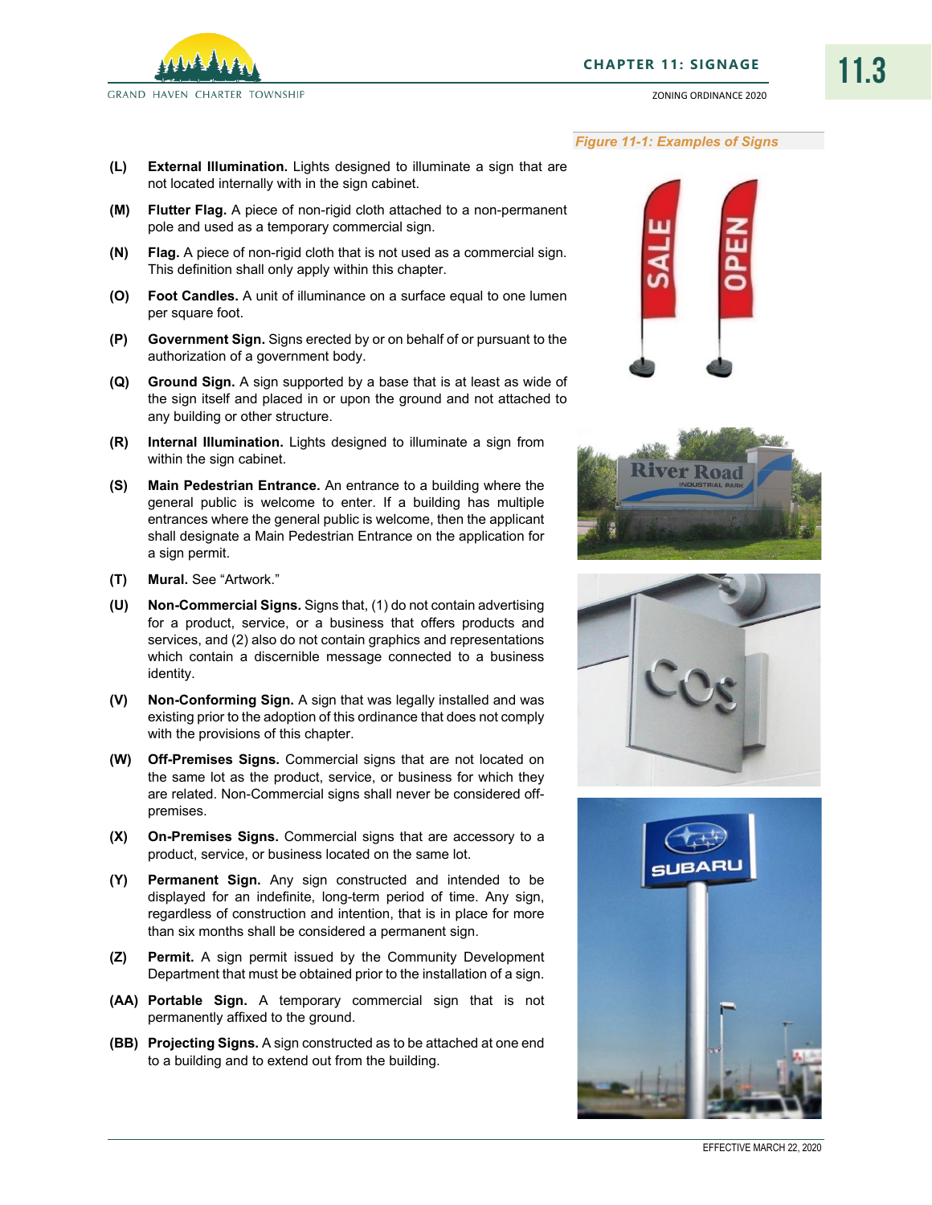*Figure 11-1: Examples of Signs*

**(L)** **External Illumination.** Lights designed to illuminate a sign that are not located internally with in the sign cabinet.

**(M)** **Flutter Flag.** A piece of non-rigid cloth attached to a non-permanent pole and used as a temporary commercial sign.

**(N)** **Flag.** A piece of non-rigid cloth that is not used as a commercial sign. This definition shall only apply within this chapter.

**(O)** **Foot Candles.** A unit of illuminance on a surface equal to one lumen per square foot.

**(P)** **Government Sign.** Signs erected by or on behalf of or pursuant to the authorization of a government body.

**(Q)** **Ground Sign.** A sign supported by a base that is at least as wide of the sign itself and placed in or upon the ground and not attached to any building or other structure.

**(R)** **Internal Illumination.** Lights designed to illuminate a sign from within the sign cabinet.

**(S)** **Main Pedestrian Entrance.** An entrance to a building where the general public is welcome to enter. If a building has multiple entrances where the general public is welcome, then the applicant shall designate a Main Pedestrian Entrance on the application for a sign permit.

**(T)** **Mural.** See "Artwork."

**(U)** **Non-Commercial Signs.** Signs that, (1) do not contain advertising for a product, service, or a business that offers products and services, and (2) also do not contain graphics and representations which contain a discernible message connected to a business identity.

**(V)** **Non-Conforming Sign.** A sign that was legally installed and was existing prior to the adoption of this ordinance that does not comply with the provisions of this chapter.

**(W)** **Off-Premises Signs.** Commercial signs that are not located on the same lot as the product, service, or business for which they are related. Non-Commercial signs shall never be considered off-premises.

**(X)** **On-Premises Signs.** Commercial signs that are accessory to a product, service, or business located on the same lot.

**(Y)** **Permanent Sign.** Any sign constructed and intended to be displayed for an indefinite, long-term period of time. Any sign, regardless of construction and intention, that is in place for more than six months shall be considered a permanent sign.

**(Z)** **Permit.** A sign permit issued by the Community Development Department that must be obtained prior to the installation of a sign.

**(AA)** **Portable Sign.** A temporary commercial sign that is not permanently affixed to the ground.

**(BB)** **Projecting Signs.** A sign constructed as to be attached at one end to a building and to extend out from the building.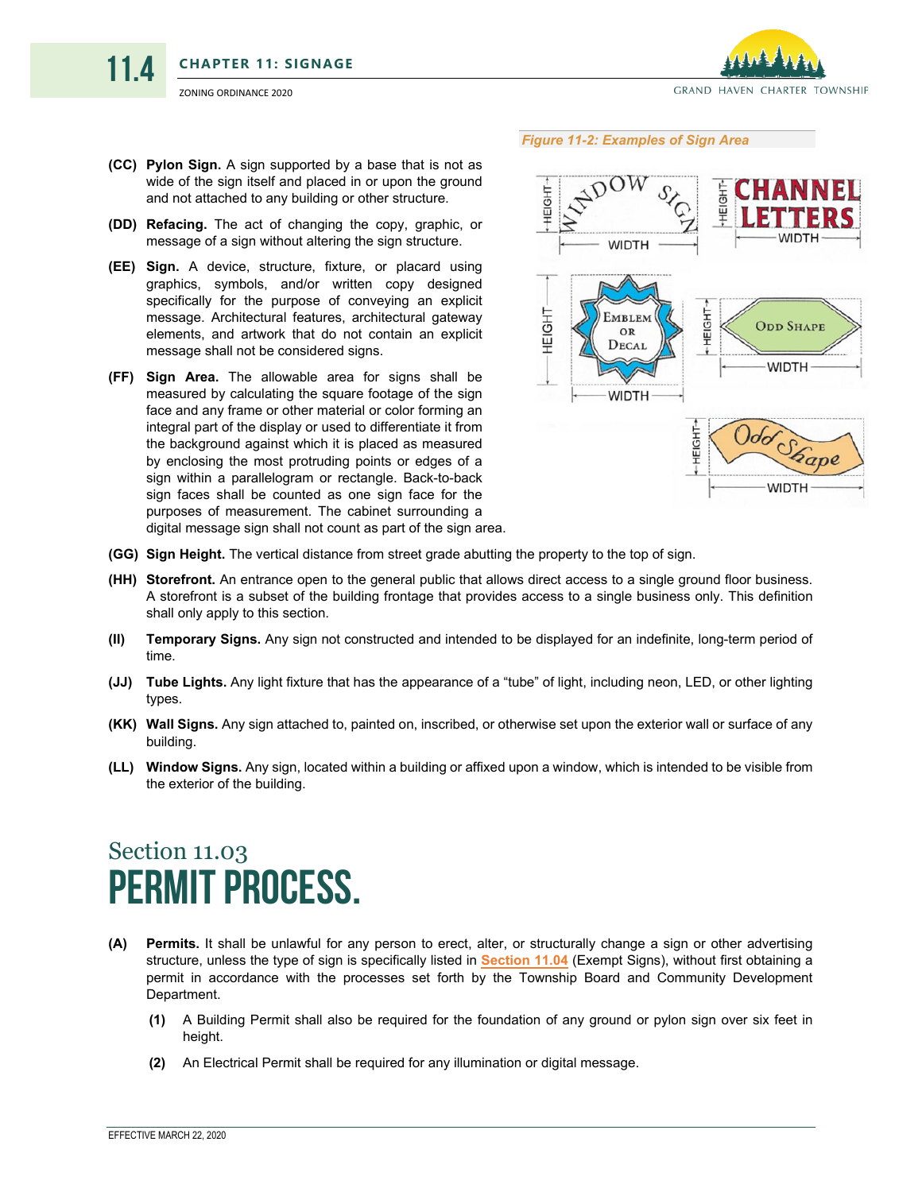**(CC) Pylon Sign.** A sign supported by a base that is not as wide of the sign itself and placed in or upon the ground and not attached to any building or other structure.

**(DD) Refacing.** The act of changing the copy, graphic, or message of a sign without altering the sign structure.

**(EE) Sign.** A device, structure, fixture, or placard using graphics, symbols, and/or written copy designed specifically for the purpose of conveying an explicit message. Architectural features, architectural gateway elements, and artwork that do not contain an explicit message shall not be considered signs.

**(FF) Sign Area.** The allowable area for signs shall be measured by calculating the square footage of the sign face and any frame or other material or color forming an integral part of the display or used to differentiate it from the background against which it is placed as measured by enclosing the most protruding points or edges of a sign within a parallelogram or rectangle. Back-to-back sign faces shall be counted as one sign face for the purposes of measurement. The cabinet surrounding a digital message sign shall not count as part of the sign area.

*Figure 11-2: Examples of Sign Area*

**(GG) Sign Height.** The vertical distance from street grade abutting the property to the top of sign.

**(HH) Storefront.** An entrance open to the general public that allows direct access to a single ground floor business. A storefront is a subset of the building frontage that provides access to a single business only. This definition shall only apply to this section.

**(II) Temporary Signs.** Any sign not constructed and intended to be displayed for an indefinite, long-term period of time.

**(JJ) Tube Lights.** Any light fixture that has the appearance of a "tube" of light, including neon, LED, or other lighting types.

**(KK) Wall Signs.** Any sign attached to, painted on, inscribed, or otherwise set upon the exterior wall or surface of any building.

**(LL) Window Signs.** Any sign, located within a building or affixed upon a window, which is intended to be visible from the exterior of the building.

## Section 11.03
# PERMIT PROCESS.

**(A) Permits.** It shall be unlawful for any person to erect, alter, or structurally change a sign or other advertising structure, unless the type of sign is specifically listed in Section 11.04 (Exempt Signs), without first obtaining a permit in accordance with the processes set forth by the Township Board and Community Development Department.

**(1)** A Building Permit shall also be required for the foundation of any ground or pylon sign over six feet in height.

**(2)** An Electrical Permit shall be required for any illumination or digital message.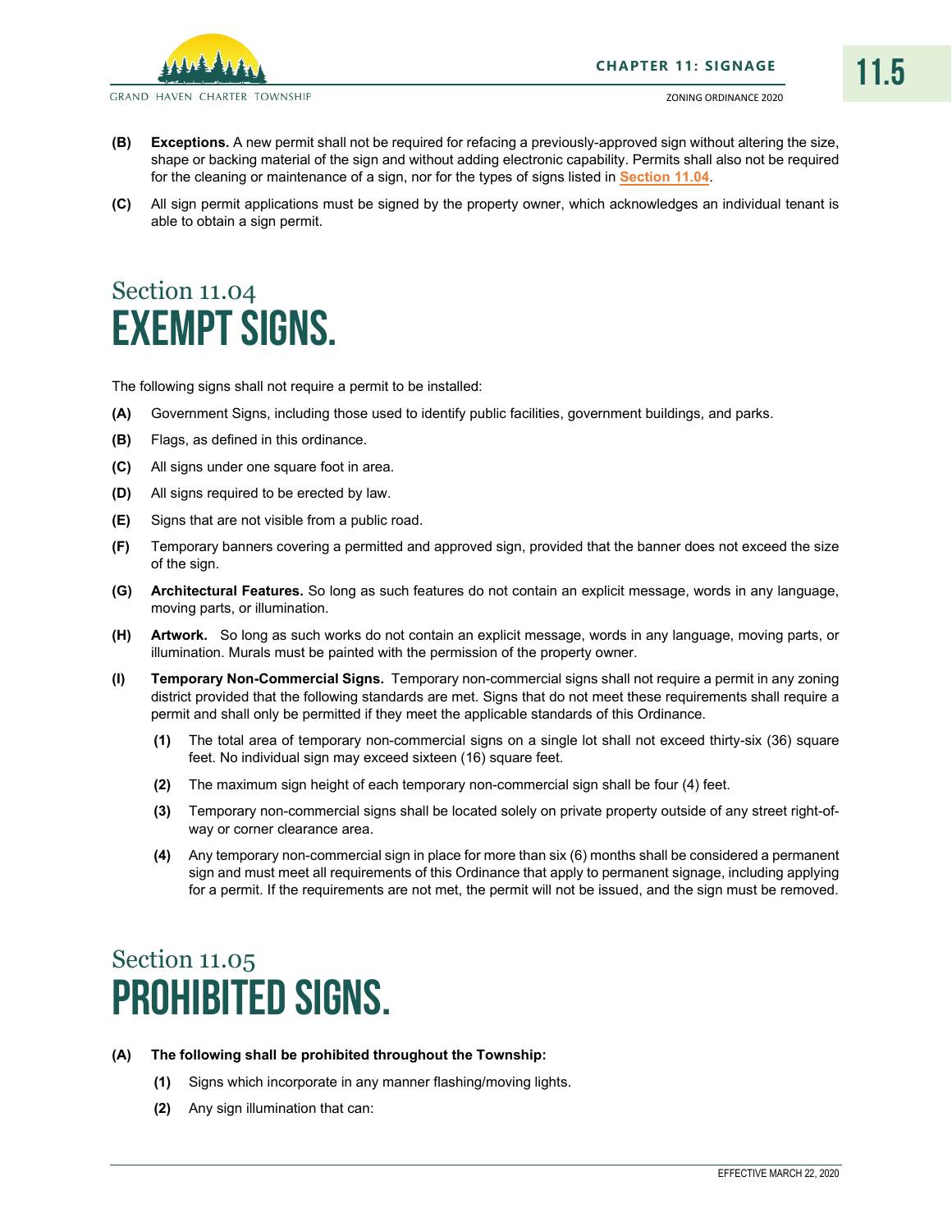**(B)** **Exceptions.** A new permit shall not be required for refacing a previously-approved sign without altering the size, shape or backing material of the sign and without adding electronic capability. Permits shall also not be required for the cleaning or maintenance of a sign, nor for the types of signs listed in Section 11.04.

**(C)** All sign permit applications must be signed by the property owner, which acknowledges an individual tenant is able to obtain a sign permit.

## Section 11.04 EXEMPT SIGNS.

The following signs shall not require a permit to be installed:

**(A)** Government Signs, including those used to identify public facilities, government buildings, and parks.

**(B)** Flags, as defined in this ordinance.

**(C)** All signs under one square foot in area.

**(D)** All signs required to be erected by law.

**(E)** Signs that are not visible from a public road.

**(F)** Temporary banners covering a permitted and approved sign, provided that the banner does not exceed the size of the sign.

**(G)** **Architectural Features.** So long as such features do not contain an explicit message, words in any language, moving parts, or illumination.

**(H)** **Artwork.** So long as such works do not contain an explicit message, words in any language, moving parts, or illumination. Murals must be painted with the permission of the property owner.

**(I)** **Temporary Non-Commercial Signs.** Temporary non-commercial signs shall not require a permit in any zoning district provided that the following standards are met. Signs that do not meet these requirements shall require a permit and shall only be permitted if they meet the applicable standards of this Ordinance.

- **(1)** The total area of temporary non-commercial signs on a single lot shall not exceed thirty-six (36) square feet. No individual sign may exceed sixteen (16) square feet.
- **(2)** The maximum sign height of each temporary non-commercial sign shall be four (4) feet.
- **(3)** Temporary non-commercial signs shall be located solely on private property outside of any street right-of-way or corner clearance area.
- **(4)** Any temporary non-commercial sign in place for more than six (6) months shall be considered a permanent sign and must meet all requirements of this Ordinance that apply to permanent signage, including applying for a permit. If the requirements are not met, the permit will not be issued, and the sign must be removed.

## Section 11.05 PROHIBITED SIGNS.

**(A)** **The following shall be prohibited throughout the Township:**

- **(1)** Signs which incorporate in any manner flashing/moving lights.
- **(2)** Any sign illumination that can: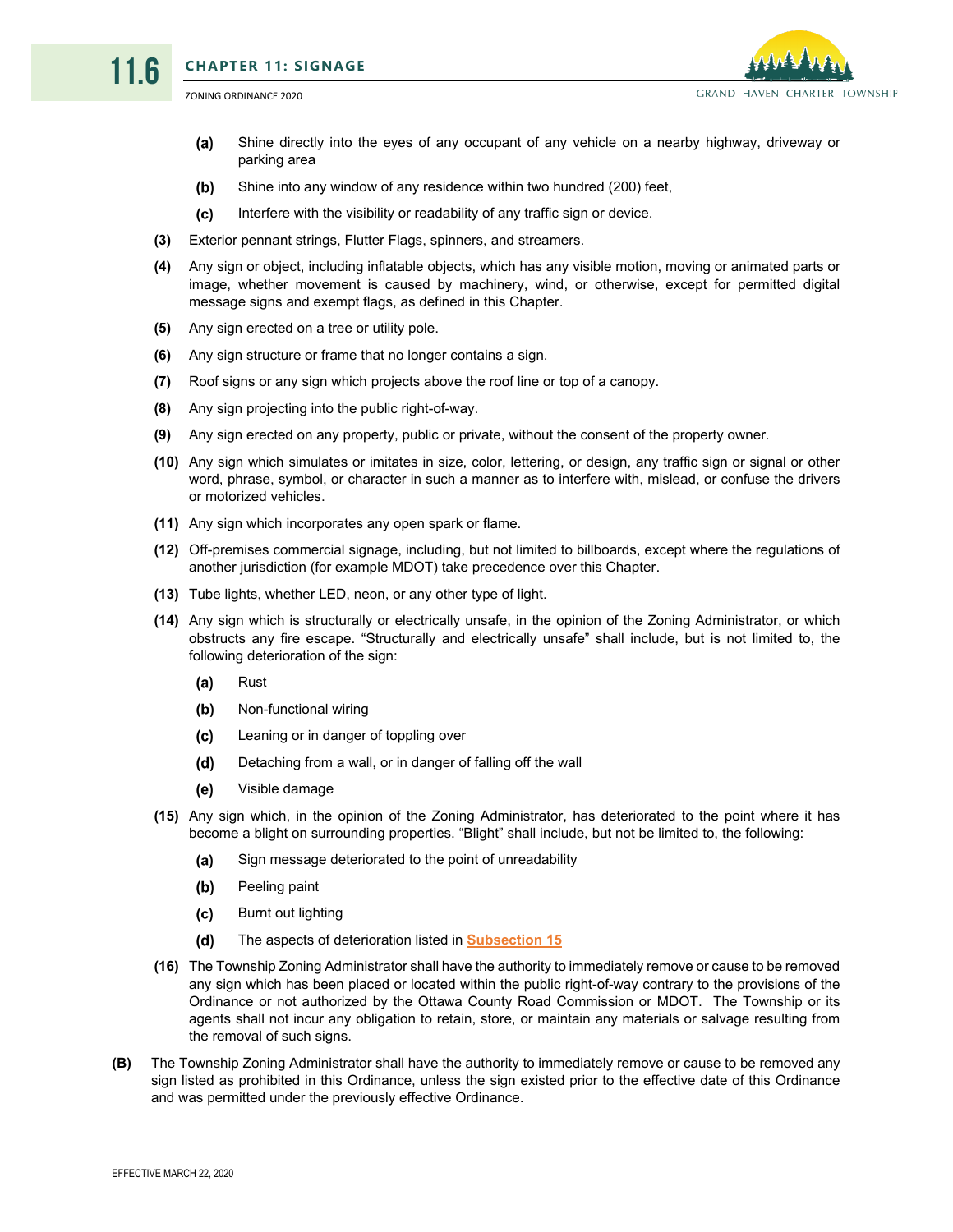- **(a)** Shine directly into the eyes of any occupant of any vehicle on a nearby highway, driveway or parking area
- **(b)** Shine into any window of any residence within two hundred (200) feet,
- **(c)** Interfere with the visibility or readability of any traffic sign or device.

**(3)** Exterior pennant strings, Flutter Flags, spinners, and streamers.

**(4)** Any sign or object, including inflatable objects, which has any visible motion, moving or animated parts or image, whether movement is caused by machinery, wind, or otherwise, except for permitted digital message signs and exempt flags, as defined in this Chapter.

**(5)** Any sign erected on a tree or utility pole.

**(6)** Any sign structure or frame that no longer contains a sign.

**(7)** Roof signs or any sign which projects above the roof line or top of a canopy.

**(8)** Any sign projecting into the public right-of-way.

**(9)** Any sign erected on any property, public or private, without the consent of the property owner.

**(10)** Any sign which simulates or imitates in size, color, lettering, or design, any traffic sign or signal or other word, phrase, symbol, or character in such a manner as to interfere with, mislead, or confuse the drivers or motorized vehicles.

**(11)** Any sign which incorporates any open spark or flame.

**(12)** Off-premises commercial signage, including, but not limited to billboards, except where the regulations of another jurisdiction (for example MDOT) take precedence over this Chapter.

**(13)** Tube lights, whether LED, neon, or any other type of light.

**(14)** Any sign which is structurally or electrically unsafe, in the opinion of the Zoning Administrator, or which obstructs any fire escape. "Structurally and electrically unsafe" shall include, but is not limited to, the following deterioration of the sign:

- **(a)** Rust
- **(b)** Non-functional wiring
- **(c)** Leaning or in danger of toppling over
- **(d)** Detaching from a wall, or in danger of falling off the wall
- **(e)** Visible damage

**(15)** Any sign which, in the opinion of the Zoning Administrator, has deteriorated to the point where it has become a blight on surrounding properties. "Blight" shall include, but not be limited to, the following:

- **(a)** Sign message deteriorated to the point of unreadability
- **(b)** Peeling paint
- **(c)** Burnt out lighting
- **(d)** The aspects of deterioration listed in Subsection 15

**(16)** The Township Zoning Administrator shall have the authority to immediately remove or cause to be removed any sign which has been placed or located within the public right-of-way contrary to the provisions of the Ordinance or not authorized by the Ottawa County Road Commission or MDOT. The Township or its agents shall not incur any obligation to retain, store, or maintain any materials or salvage resulting from the removal of such signs.

**(B)** The Township Zoning Administrator shall have the authority to immediately remove or cause to be removed any sign listed as prohibited in this Ordinance, unless the sign existed prior to the effective date of this Ordinance and was permitted under the previously effective Ordinance.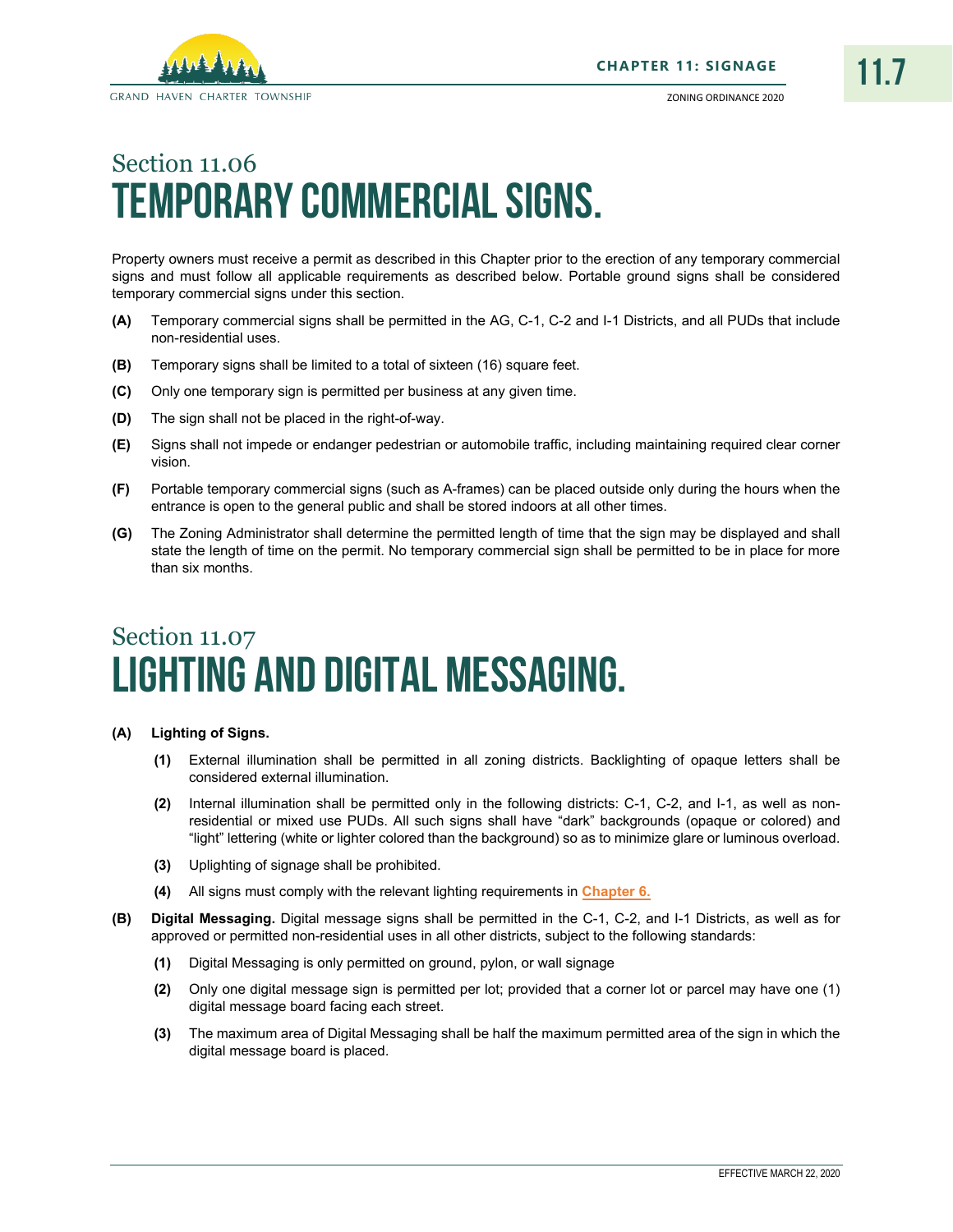# Section 11.06 TEMPORARY COMMERCIAL SIGNS.

Property owners must receive a permit as described in this Chapter prior to the erection of any temporary commercial signs and must follow all applicable requirements as described below. Portable ground signs shall be considered temporary commercial signs under this section.

**(A)** Temporary commercial signs shall be permitted in the AG, C-1, C-2 and I-1 Districts, and all PUDs that include non-residential uses.

**(B)** Temporary signs shall be limited to a total of sixteen (16) square feet.

**(C)** Only one temporary sign is permitted per business at any given time.

**(D)** The sign shall not be placed in the right-of-way.

**(E)** Signs shall not impede or endanger pedestrian or automobile traffic, including maintaining required clear corner vision.

**(F)** Portable temporary commercial signs (such as A-frames) can be placed outside only during the hours when the entrance is open to the general public and shall be stored indoors at all other times.

**(G)** The Zoning Administrator shall determine the permitted length of time that the sign may be displayed and shall state the length of time on the permit. No temporary commercial sign shall be permitted to be in place for more than six months.

# Section 11.07 LIGHTING AND DIGITAL MESSAGING.

**(A) Lighting of Signs.**

**(1)** External illumination shall be permitted in all zoning districts. Backlighting of opaque letters shall be considered external illumination.

**(2)** Internal illumination shall be permitted only in the following districts: C-1, C-2, and I-1, as well as non-residential or mixed use PUDs. All such signs shall have "dark" backgrounds (opaque or colored) and "light" lettering (white or lighter colored than the background) so as to minimize glare or luminous overload.

**(3)** Uplighting of signage shall be prohibited.

**(4)** All signs must comply with the relevant lighting requirements in Chapter 6.

**(B) Digital Messaging.** Digital message signs shall be permitted in the C-1, C-2, and I-1 Districts, as well as for approved or permitted non-residential uses in all other districts, subject to the following standards:

**(1)** Digital Messaging is only permitted on ground, pylon, or wall signage

**(2)** Only one digital message sign is permitted per lot; provided that a corner lot or parcel may have one (1) digital message board facing each street.

**(3)** The maximum area of Digital Messaging shall be half the maximum permitted area of the sign in which the digital message board is placed.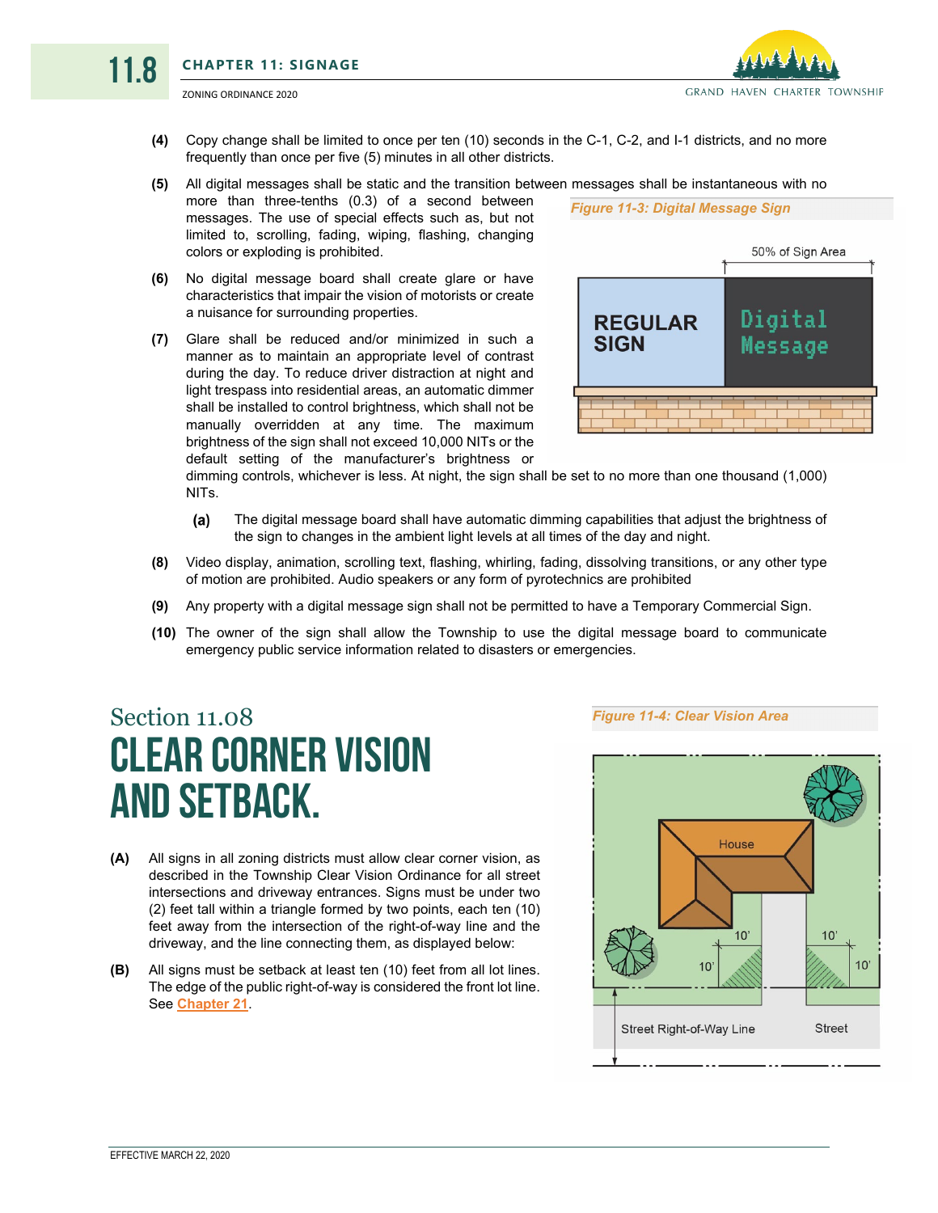**(4)** Copy change shall be limited to once per ten (10) seconds in the C-1, C-2, and I-1 districts, and no more frequently than once per five (5) minutes in all other districts.

**(5)** All digital messages shall be static and the transition between messages shall be instantaneous with no more than three-tenths (0.3) of a second between messages. The use of special effects such as, but not limited to, scrolling, fading, wiping, flashing, changing colors or exploding is prohibited.

**(6)** No digital message board shall create glare or have characteristics that impair the vision of motorists or create a nuisance for surrounding properties.

**(7)** Glare shall be reduced and/or minimized in such a manner as to maintain an appropriate level of contrast during the day. To reduce driver distraction at night and light trespass into residential areas, an automatic dimmer shall be installed to control brightness, which shall not be manually overridden at any time. The maximum brightness of the sign shall not exceed 10,000 NITs or the default setting of the manufacturer's brightness or dimming controls, whichever is less. At night, the sign shall be set to no more than one thousand (1,000) NITs.

- **(a)** The digital message board shall have automatic dimming capabilities that adjust the brightness of the sign to changes in the ambient light levels at all times of the day and night.

*Figure 11-3: Digital Message Sign*

**(8)** Video display, animation, scrolling text, flashing, whirling, fading, dissolving transitions, or any other type of motion are prohibited. Audio speakers or any form of pyrotechnics are prohibited

**(9)** Any property with a digital message sign shall not be permitted to have a Temporary Commercial Sign.

**(10)** The owner of the sign shall allow the Township to use the digital message board to communicate emergency public service information related to disasters or emergencies.

## Section 11.08
# CLEAR CORNER VISION AND SETBACK.

**(A)** All signs in all zoning districts must allow clear corner vision, as described in the Township Clear Vision Ordinance for all street intersections and driveway entrances. Signs must be under two (2) feet tall within a triangle formed by two points, each ten (10) feet away from the intersection of the right-of-way line and the driveway, and the line connecting them, as displayed below:

**(B)** All signs must be setback at least ten (10) feet from all lot lines. The edge of the public right-of-way is considered the front lot line. See Chapter 21.

*Figure 11-4: Clear Vision Area*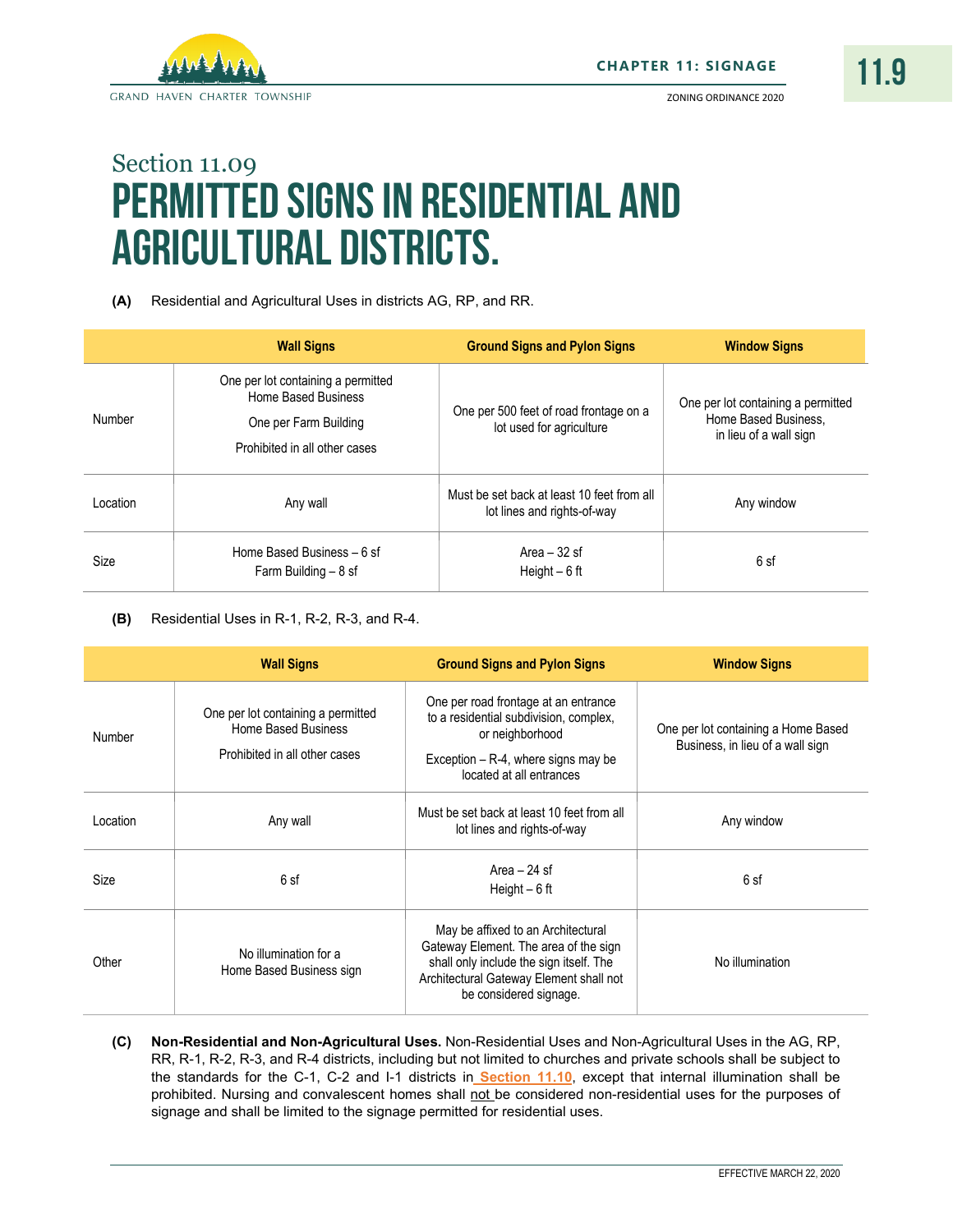Section 11.09

# PERMITTED SIGNS IN RESIDENTIAL AND AGRICULTURAL DISTRICTS.

**(A)** Residential and Agricultural Uses in districts AG, RP, and RR.

| | Wall Signs | Ground Signs and Pylon Signs | Window Signs |
|---|---|---|---|
| Number | One per lot containing a permitted Home Based Business<br>One per Farm Building<br>Prohibited in all other cases | One per 500 feet of road frontage on a lot used for agriculture | One per lot containing a permitted Home Based Business, in lieu of a wall sign |
| Location | Any wall | Must be set back at least 10 feet from all lot lines and rights-of-way | Any window |
| Size | Home Based Business – 6 sf<br>Farm Building – 8 sf | Area – 32 sf<br>Height – 6 ft | 6 sf |

**(B)** Residential Uses in R-1, R-2, R-3, and R-4.

| | Wall Signs | Ground Signs and Pylon Signs | Window Signs |
|---|---|---|---|
| Number | One per lot containing a permitted Home Based Business<br>Prohibited in all other cases | One per road frontage at an entrance to a residential subdivision, complex, or neighborhood<br>Exception – R-4, where signs may be located at all entrances | One per lot containing a Home Based Business, in lieu of a wall sign |
| Location | Any wall | Must be set back at least 10 feet from all lot lines and rights-of-way | Any window |
| Size | 6 sf | Area – 24 sf<br>Height – 6 ft | 6 sf |
| Other | No illumination for a Home Based Business sign | May be affixed to an Architectural Gateway Element. The area of the sign shall only include the sign itself. The Architectural Gateway Element shall not be considered signage. | No illumination |

**(C)** **Non-Residential and Non-Agricultural Uses.** Non-Residential Uses and Non-Agricultural Uses in the AG, RP, RR, R-1, R-2, R-3, and R-4 districts, including but not limited to churches and private schools shall be subject to the standards for the C-1, C-2 and I-1 districts in **Section 11.10**, except that internal illumination shall be prohibited. Nursing and convalescent homes shall not be considered non-residential uses for the purposes of signage and shall be limited to the signage permitted for residential uses.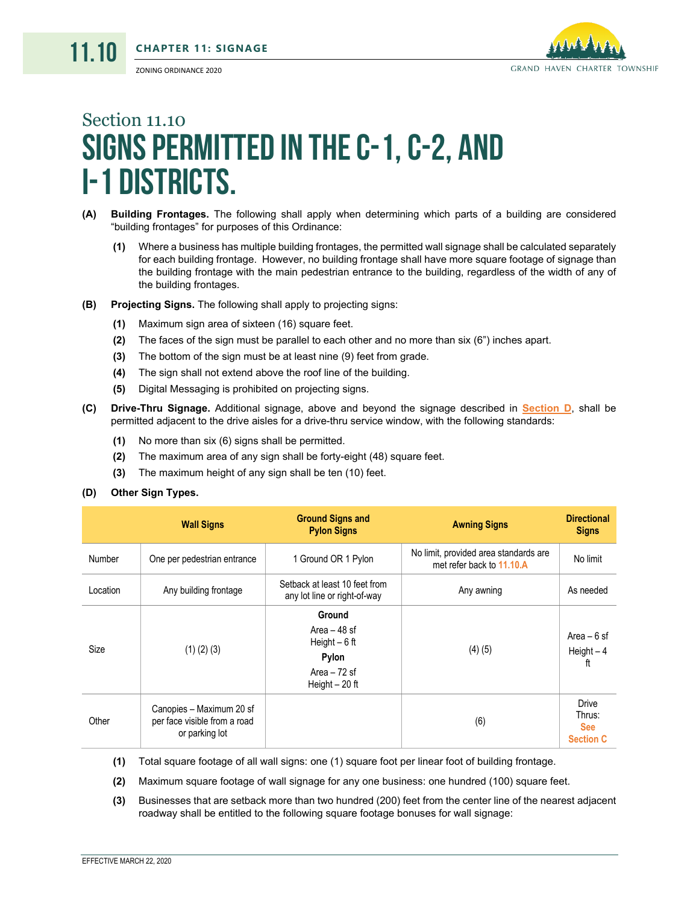# Section 11.10
# SIGNS PERMITTED IN THE C-1, C-2, AND I-1 DISTRICTS.

**(A)** **Building Frontages.** The following shall apply when determining which parts of a building are considered "building frontages" for purposes of this Ordinance:

**(1)** Where a business has multiple building frontages, the permitted wall signage shall be calculated separately for each building frontage. However, no building frontage shall have more square footage of signage than the building frontage with the main pedestrian entrance to the building, regardless of the width of any of the building frontages.

**(B)** **Projecting Signs.** The following shall apply to projecting signs:

**(1)** Maximum sign area of sixteen (16) square feet.

**(2)** The faces of the sign must be parallel to each other and no more than six (6") inches apart.

**(3)** The bottom of the sign must be at least nine (9) feet from grade.

**(4)** The sign shall not extend above the roof line of the building.

**(5)** Digital Messaging is prohibited on projecting signs.

**(C)** **Drive-Thru Signage.** Additional signage, above and beyond the signage described in Section D, shall be permitted adjacent to the drive aisles for a drive-thru service window, with the following standards:

**(1)** No more than six (6) signs shall be permitted.

**(2)** The maximum area of any sign shall be forty-eight (48) square feet.

**(3)** The maximum height of any sign shall be ten (10) feet.

**(D)** **Other Sign Types.**

| | Wall Signs | Ground Signs and Pylon Signs | Awning Signs | Directional Signs |
|---|---|---|---|---|
| Number | One per pedestrian entrance | 1 Ground OR 1 Pylon | No limit, provided area standards are met refer back to 11.10.A | No limit |
| Location | Any building frontage | Setback at least 10 feet from any lot line or right-of-way | Any awning | As needed |
| Size | (1) (2) (3) | **Ground** Area – 48 sf Height – 6 ft **Pylon** Area – 72 sf Height – 20 ft | (4) (5) | Area – 6 sf Height – 4 ft |
| Other | Canopies – Maximum 20 sf per face visible from a road or parking lot | | (6) | Drive Thrus: See Section C |

**(1)** Total square footage of all wall signs: one (1) square foot per linear foot of building frontage.

**(2)** Maximum square footage of wall signage for any one business: one hundred (100) square feet.

**(3)** Businesses that are setback more than two hundred (200) feet from the center line of the nearest adjacent roadway shall be entitled to the following square footage bonuses for wall signage: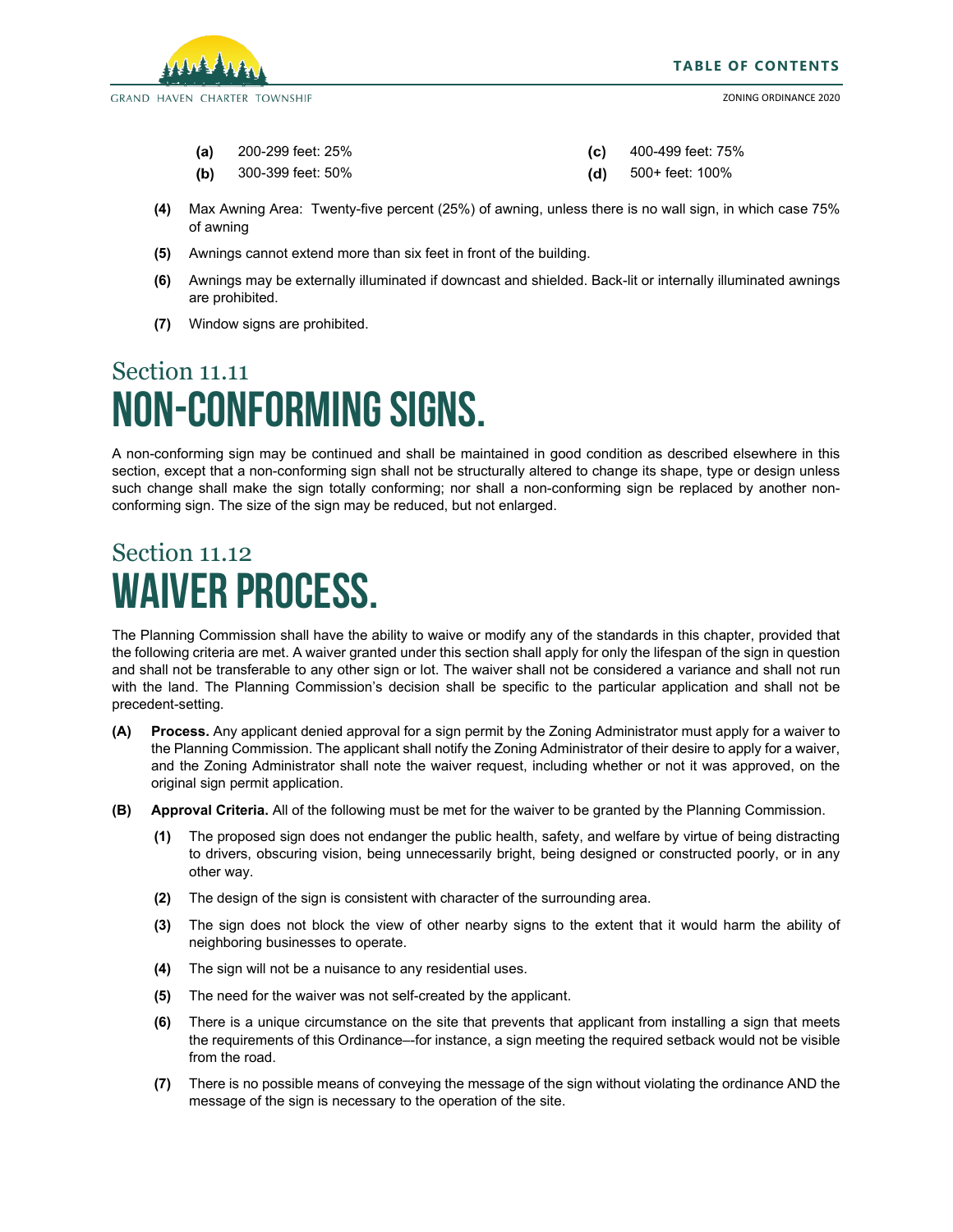**(a)** 200-299 feet: 25%

**(b)** 300-399 feet: 50%

**(c)** 400-499 feet: 75%

**(d)** 500+ feet: 100%

**(4)** Max Awning Area: Twenty-five percent (25%) of awning, unless there is no wall sign, in which case 75% of awning

**(5)** Awnings cannot extend more than six feet in front of the building.

**(6)** Awnings may be externally illuminated if downcast and shielded. Back-lit or internally illuminated awnings are prohibited.

**(7)** Window signs are prohibited.

# Section 11.11 NON-CONFORMING SIGNS.

A non-conforming sign may be continued and shall be maintained in good condition as described elsewhere in this section, except that a non-conforming sign shall not be structurally altered to change its shape, type or design unless such change shall make the sign totally conforming; nor shall a non-conforming sign be replaced by another non-conforming sign. The size of the sign may be reduced, but not enlarged.

# Section 11.12 WAIVER PROCESS.

The Planning Commission shall have the ability to waive or modify any of the standards in this chapter, provided that the following criteria are met. A waiver granted under this section shall apply for only the lifespan of the sign in question and shall not be transferable to any other sign or lot. The waiver shall not be considered a variance and shall not run with the land. The Planning Commission's decision shall be specific to the particular application and shall not be precedent-setting.

**(A) Process.** Any applicant denied approval for a sign permit by the Zoning Administrator must apply for a waiver to the Planning Commission. The applicant shall notify the Zoning Administrator of their desire to apply for a waiver, and the Zoning Administrator shall note the waiver request, including whether or not it was approved, on the original sign permit application.

**(B) Approval Criteria.** All of the following must be met for the waiver to be granted by the Planning Commission.

**(1)** The proposed sign does not endanger the public health, safety, and welfare by virtue of being distracting to drivers, obscuring vision, being unnecessarily bright, being designed or constructed poorly, or in any other way.

**(2)** The design of the sign is consistent with character of the surrounding area.

**(3)** The sign does not block the view of other nearby signs to the extent that it would harm the ability of neighboring businesses to operate.

**(4)** The sign will not be a nuisance to any residential uses.

**(5)** The need for the waiver was not self-created by the applicant.

**(6)** There is a unique circumstance on the site that prevents that applicant from installing a sign that meets the requirements of this Ordinance–-for instance, a sign meeting the required setback would not be visible from the road.

**(7)** There is no possible means of conveying the message of the sign without violating the ordinance AND the message of the sign is necessary to the operation of the site.